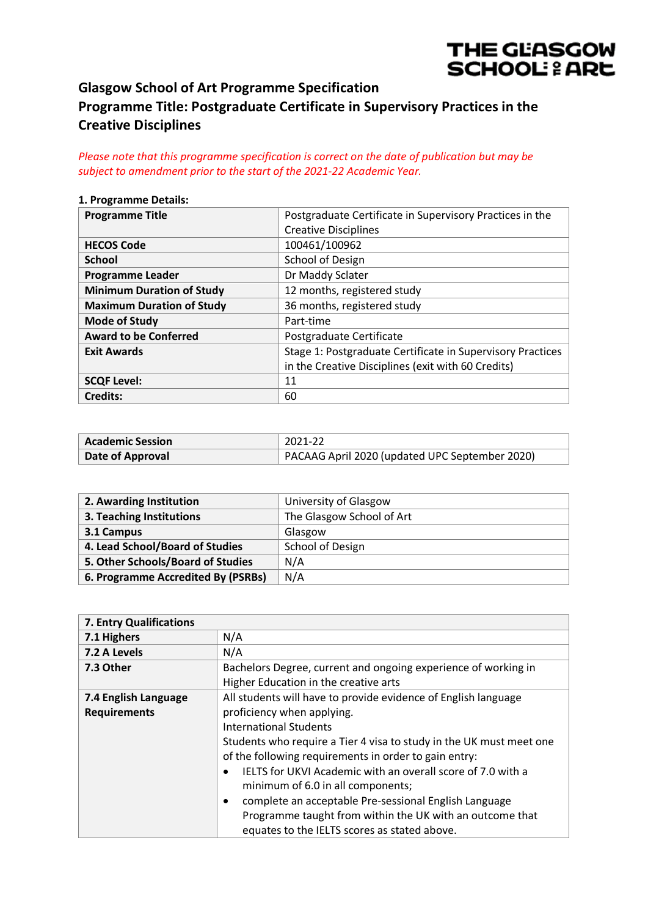# Glasgow School of Art Programme Specification

## Programme Title: Postgraduate Certificate in Supervisory Practices in the Creative Disciplines

*Please note that this programme specification is correct on the date of publication but may be subject to amendment prior to the start of the 2021-22 Academic Year.*

**1. Programme Details:**

| | |
|---|---|
| **Programme Title** | Postgraduate Certificate in Supervisory Practices in the Creative Disciplines |
| **HECOS Code** | 100461/100962 |
| **School** | School of Design |
| **Programme Leader** | Dr Maddy Sclater |
| **Minimum Duration of Study** | 12 months, registered study |
| **Maximum Duration of Study** | 36 months, registered study |
| **Mode of Study** | Part-time |
| **Award to be Conferred** | Postgraduate Certificate |
| **Exit Awards** | Stage 1: Postgraduate Certificate in Supervisory Practices in the Creative Disciplines (exit with 60 Credits) |
| **SCQF Level:** | 11 |
| **Credits:** | 60 |

| | |
|---|---|
| **Academic Session** | 2021-22 |
| **Date of Approval** | PACAAG April 2020 (updated UPC September 2020) |

| | |
|---|---|
| **2. Awarding Institution** | University of Glasgow |
| **3. Teaching Institutions** | The Glasgow School of Art |
| **3.1 Campus** | Glasgow |
| **4. Lead School/Board of Studies** | School of Design |
| **5. Other Schools/Board of Studies** | N/A |
| **6. Programme Accredited By (PSRBs)** | N/A |

| **7. Entry Qualifications** | |
|---|---|
| **7.1 Highers** | N/A |
| **7.2 A Levels** | N/A |
| **7.3 Other** | Bachelors Degree, current and ongoing experience of working in Higher Education in the creative arts |
| **7.4 English Language Requirements** | All students will have to provide evidence of English language proficiency when applying.<br>International Students<br>Students who require a Tier 4 visa to study in the UK must meet one of the following requirements in order to gain entry:<br>• IELTS for UKVI Academic with an overall score of 7.0 with a minimum of 6.0 in all components;<br>• complete an acceptable Pre-sessional English Language Programme taught from within the UK with an outcome that equates to the IELTS scores as stated above. |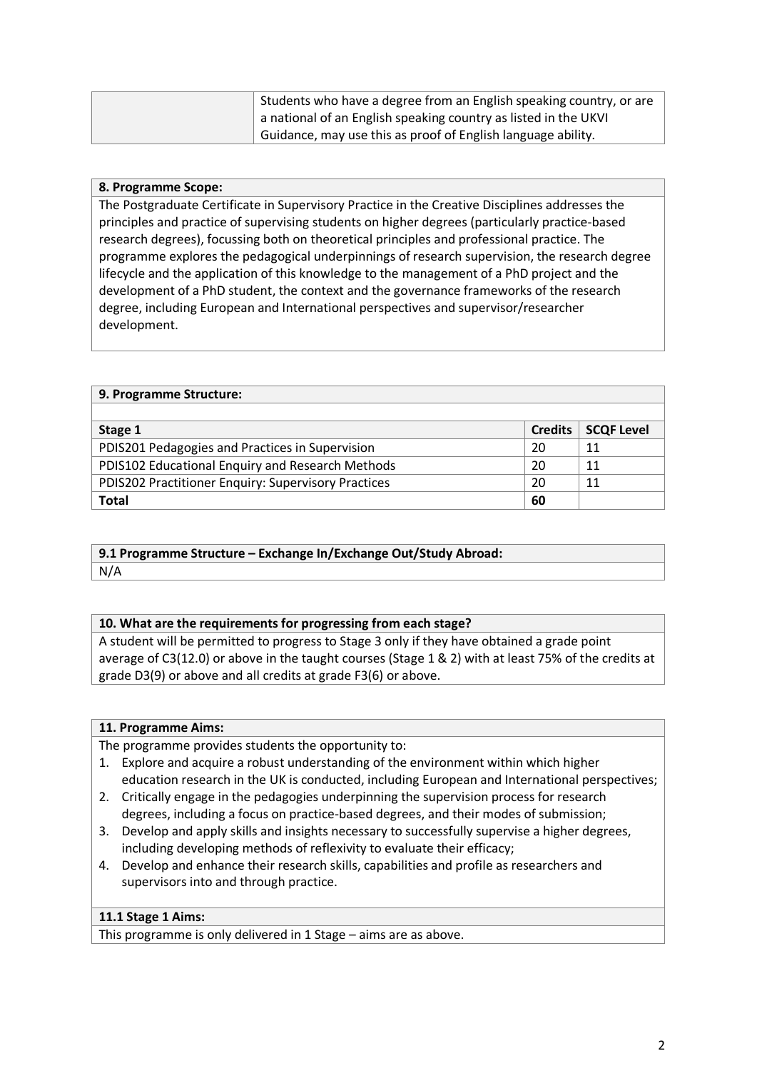| | |
|---|---|
| | Students who have a degree from an English speaking country, or are a national of an English speaking country as listed in the UKVI Guidance, may use this as proof of English language ability. |

**8. Programme Scope:**

The Postgraduate Certificate in Supervisory Practice in the Creative Disciplines addresses the principles and practice of supervising students on higher degrees (particularly practice-based research degrees), focussing both on theoretical principles and professional practice. The programme explores the pedagogical underpinnings of research supervision, the research degree lifecycle and the application of this knowledge to the management of a PhD project and the development of a PhD student, the context and the governance frameworks of the research degree, including European and International perspectives and supervisor/researcher development.

**9. Programme Structure:**

| Stage 1 | Credits | SCQF Level |
|---|---|---|
| PDIS201 Pedagogies and Practices in Supervision | 20 | 11 |
| PDIS102 Educational Enquiry and Research Methods | 20 | 11 |
| PDIS202 Practitioner Enquiry: Supervisory Practices | 20 | 11 |
| **Total** | **60** | |

**9.1 Programme Structure – Exchange In/Exchange Out/Study Abroad:**

N/A

**10. What are the requirements for progressing from each stage?**

A student will be permitted to progress to Stage 3 only if they have obtained a grade point average of C3(12.0) or above in the taught courses (Stage 1 & 2) with at least 75% of the credits at grade D3(9) or above and all credits at grade F3(6) or above.

**11. Programme Aims:**

The programme provides students the opportunity to:

1. Explore and acquire a robust understanding of the environment within which higher education research in the UK is conducted, including European and International perspectives;
2. Critically engage in the pedagogies underpinning the supervision process for research degrees, including a focus on practice-based degrees, and their modes of submission;
3. Develop and apply skills and insights necessary to successfully supervise a higher degrees, including developing methods of reflexivity to evaluate their efficacy;
4. Develop and enhance their research skills, capabilities and profile as researchers and supervisors into and through practice.

**11.1 Stage 1 Aims:**

This programme is only delivered in 1 Stage – aims are as above.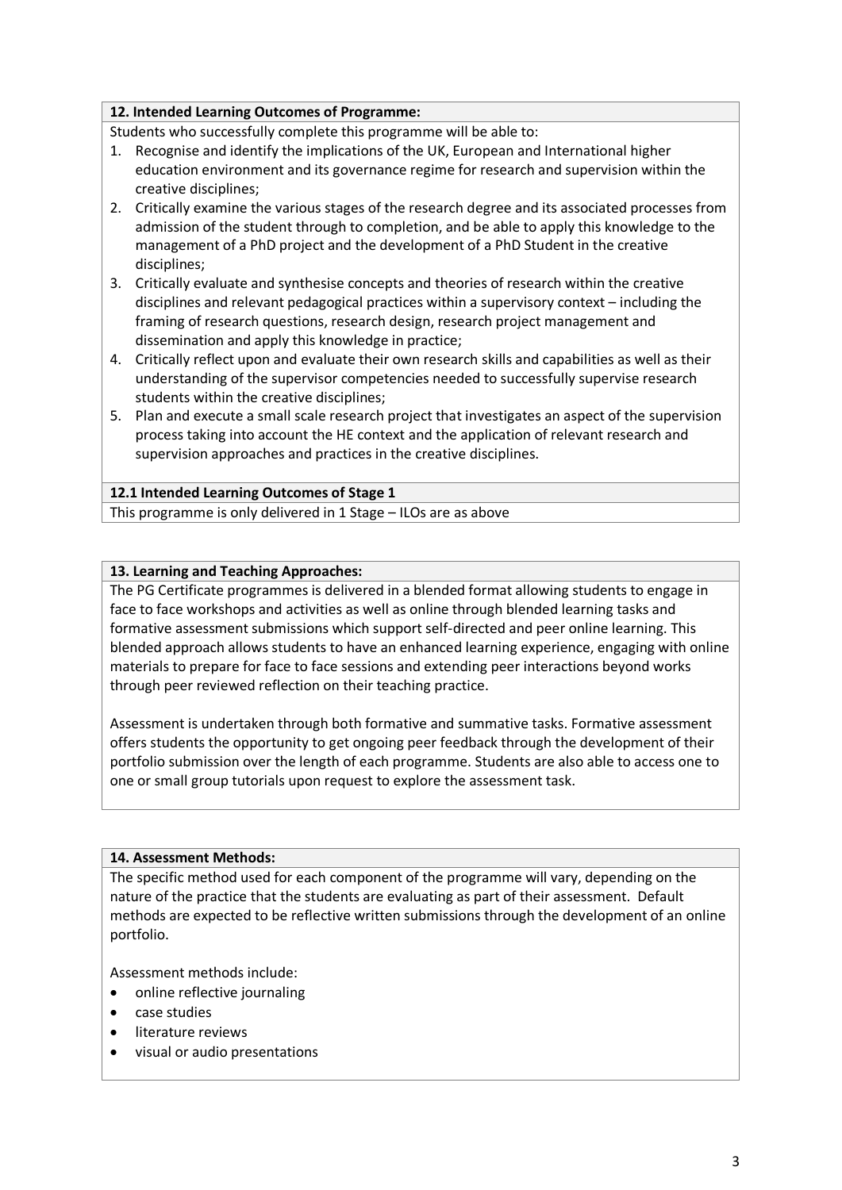### 12. Intended Learning Outcomes of Programme:

Students who successfully complete this programme will be able to:

1. Recognise and identify the implications of the UK, European and International higher education environment and its governance regime for research and supervision within the creative disciplines;
2. Critically examine the various stages of the research degree and its associated processes from admission of the student through to completion, and be able to apply this knowledge to the management of a PhD project and the development of a PhD Student in the creative disciplines;
3. Critically evaluate and synthesise concepts and theories of research within the creative disciplines and relevant pedagogical practices within a supervisory context – including the framing of research questions, research design, research project management and dissemination and apply this knowledge in practice;
4. Critically reflect upon and evaluate their own research skills and capabilities as well as their understanding of the supervisor competencies needed to successfully supervise research students within the creative disciplines;
5. Plan and execute a small scale research project that investigates an aspect of the supervision process taking into account the HE context and the application of relevant research and supervision approaches and practices in the creative disciplines.

### 12.1 Intended Learning Outcomes of Stage 1

This programme is only delivered in 1 Stage – ILOs are as above

### 13. Learning and Teaching Approaches:

The PG Certificate programmes is delivered in a blended format allowing students to engage in face to face workshops and activities as well as online through blended learning tasks and formative assessment submissions which support self-directed and peer online learning. This blended approach allows students to have an enhanced learning experience, engaging with online materials to prepare for face to face sessions and extending peer interactions beyond works through peer reviewed reflection on their teaching practice.

Assessment is undertaken through both formative and summative tasks. Formative assessment offers students the opportunity to get ongoing peer feedback through the development of their portfolio submission over the length of each programme. Students are also able to access one to one or small group tutorials upon request to explore the assessment task.

### 14. Assessment Methods:

The specific method used for each component of the programme will vary, depending on the nature of the practice that the students are evaluating as part of their assessment. Default methods are expected to be reflective written submissions through the development of an online portfolio.

Assessment methods include:

- online reflective journaling
- case studies
- literature reviews
- visual or audio presentations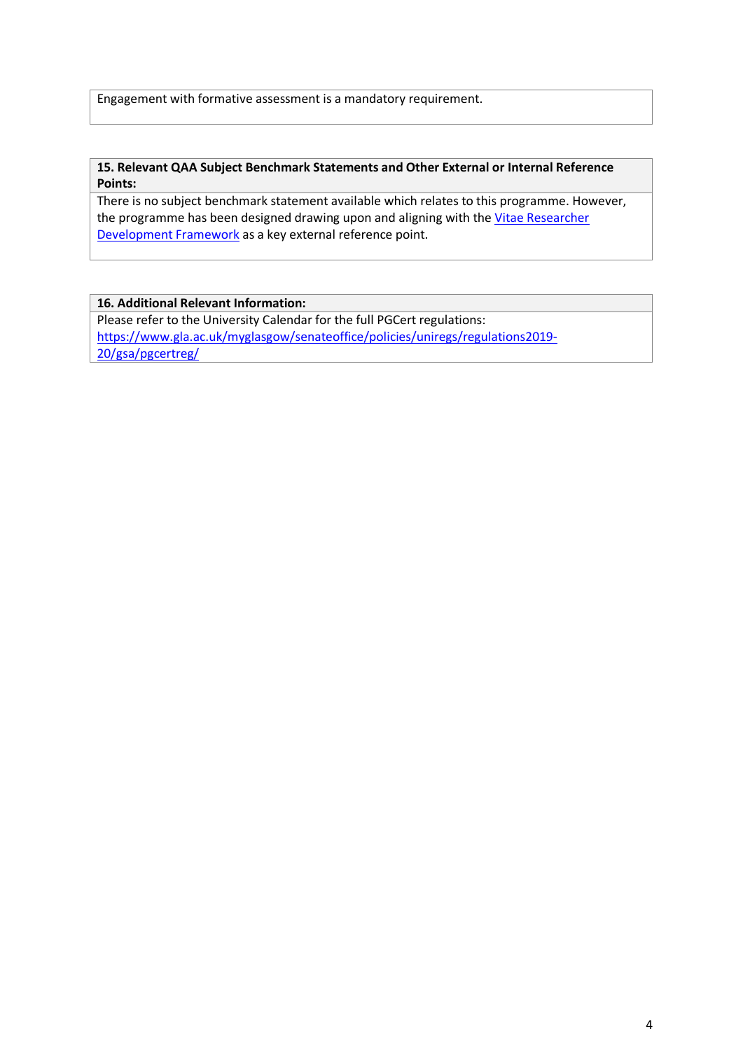Engagement with formative assessment is a mandatory requirement.

**15. Relevant QAA Subject Benchmark Statements and Other External or Internal Reference Points:**

There is no subject benchmark statement available which relates to this programme. However, the programme has been designed drawing upon and aligning with the Vitae Researcher Development Framework as a key external reference point.

**16. Additional Relevant Information:**

Please refer to the University Calendar for the full PGCert regulations: https://www.gla.ac.uk/myglasgow/senateoffice/policies/uniregs/regulations2019-20/gsa/pgcertreg/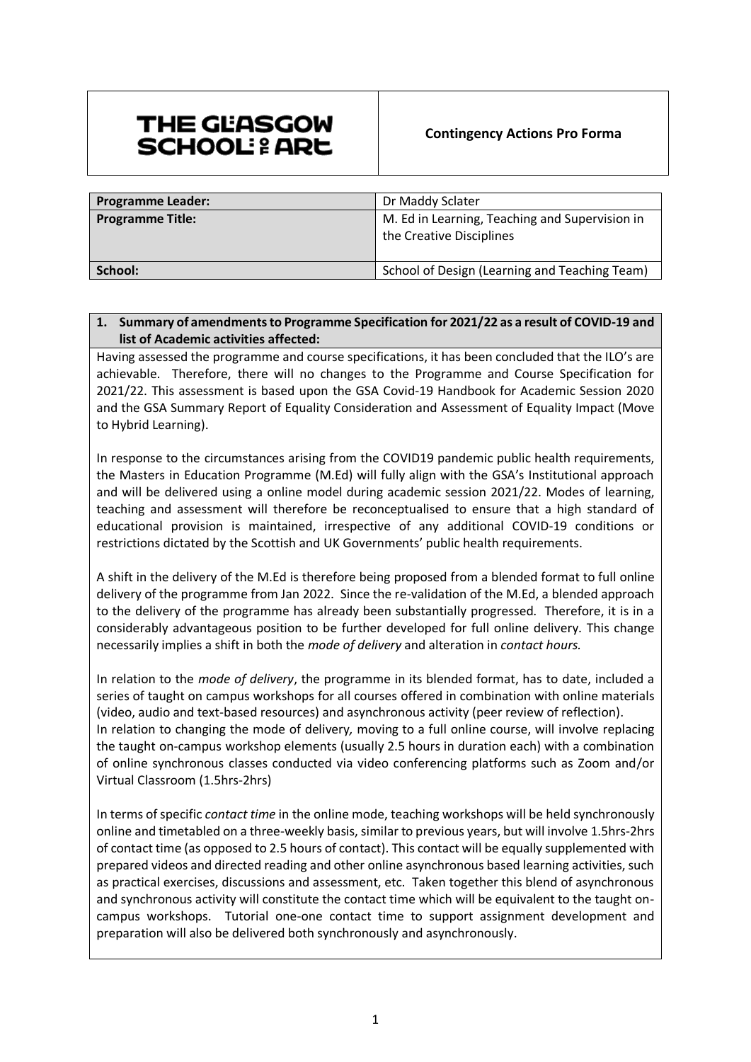**THE GLASGOW SCHOOL OF ART**

**Contingency Actions Pro Forma**

| **Programme Leader:** | Dr Maddy Sclater |
| --- | --- |
| **Programme Title:** | M. Ed in Learning, Teaching and Supervision in the Creative Disciplines |
| **School:** | School of Design (Learning and Teaching Team) |

**1. Summary of amendments to Programme Specification for 2021/22 as a result of COVID-19 and list of Academic activities affected:**

Having assessed the programme and course specifications, it has been concluded that the ILO's are achievable. Therefore, there will no changes to the Programme and Course Specification for 2021/22. This assessment is based upon the GSA Covid-19 Handbook for Academic Session 2020 and the GSA Summary Report of Equality Consideration and Assessment of Equality Impact (Move to Hybrid Learning).

In response to the circumstances arising from the COVID19 pandemic public health requirements, the Masters in Education Programme (M.Ed) will fully align with the GSA's Institutional approach and will be delivered using a online model during academic session 2021/22. Modes of learning, teaching and assessment will therefore be reconceptualised to ensure that a high standard of educational provision is maintained, irrespective of any additional COVID-19 conditions or restrictions dictated by the Scottish and UK Governments' public health requirements.

A shift in the delivery of the M.Ed is therefore being proposed from a blended format to full online delivery of the programme from Jan 2022. Since the re-validation of the M.Ed, a blended approach to the delivery of the programme has already been substantially progressed. Therefore, it is in a considerably advantageous position to be further developed for full online delivery. This change necessarily implies a shift in both the *mode of delivery* and alteration in *contact hours.*

In relation to the *mode of delivery*, the programme in its blended format, has to date, included a series of taught on campus workshops for all courses offered in combination with online materials (video, audio and text-based resources) and asynchronous activity (peer review of reflection).
In relation to changing the mode of delivery*,* moving to a full online course, will involve replacing the taught on-campus workshop elements (usually 2.5 hours in duration each) with a combination of online synchronous classes conducted via video conferencing platforms such as Zoom and/or Virtual Classroom (1.5hrs-2hrs)

In terms of specific *contact time* in the online mode, teaching workshops will be held synchronously online and timetabled on a three-weekly basis, similar to previous years, but will involve 1.5hrs-2hrs of contact time (as opposed to 2.5 hours of contact). This contact will be equally supplemented with prepared videos and directed reading and other online asynchronous based learning activities, such as practical exercises, discussions and assessment, etc. Taken together this blend of asynchronous and synchronous activity will constitute the contact time which will be equivalent to the taught on-campus workshops. Tutorial one-one contact time to support assignment development and preparation will also be delivered both synchronously and asynchronously.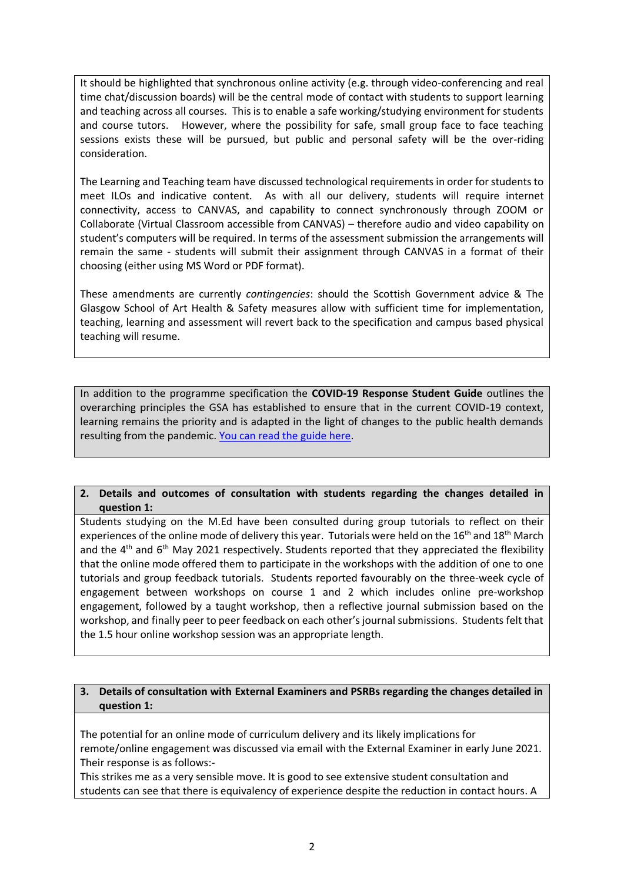It should be highlighted that synchronous online activity (e.g. through video-conferencing and real time chat/discussion boards) will be the central mode of contact with students to support learning and teaching across all courses. This is to enable a safe working/studying environment for students and course tutors. However, where the possibility for safe, small group face to face teaching sessions exists these will be pursued, but public and personal safety will be the over-riding consideration.

The Learning and Teaching team have discussed technological requirements in order for students to meet ILOs and indicative content. As with all our delivery, students will require internet connectivity, access to CANVAS, and capability to connect synchronously through ZOOM or Collaborate (Virtual Classroom accessible from CANVAS) – therefore audio and video capability on student's computers will be required. In terms of the assessment submission the arrangements will remain the same - students will submit their assignment through CANVAS in a format of their choosing (either using MS Word or PDF format).

These amendments are currently *contingencies*: should the Scottish Government advice & The Glasgow School of Art Health & Safety measures allow with sufficient time for implementation, teaching, learning and assessment will revert back to the specification and campus based physical teaching will resume.

In addition to the programme specification the **COVID-19 Response Student Guide** outlines the overarching principles the GSA has established to ensure that in the current COVID-19 context, learning remains the priority and is adapted in the light of changes to the public health demands resulting from the pandemic. [You can read the guide here](#).

**2. Details and outcomes of consultation with students regarding the changes detailed in question 1:**

Students studying on the M.Ed have been consulted during group tutorials to reflect on their experiences of the online mode of delivery this year. Tutorials were held on the 16th and 18th March and the 4th and 6th May 2021 respectively. Students reported that they appreciated the flexibility that the online mode offered them to participate in the workshops with the addition of one to one tutorials and group feedback tutorials. Students reported favourably on the three-week cycle of engagement between workshops on course 1 and 2 which includes online pre-workshop engagement, followed by a taught workshop, then a reflective journal submission based on the workshop, and finally peer to peer feedback on each other's journal submissions. Students felt that the 1.5 hour online workshop session was an appropriate length.

**3. Details of consultation with External Examiners and PSRBs regarding the changes detailed in question 1:**

The potential for an online mode of curriculum delivery and its likely implications for remote/online engagement was discussed via email with the External Examiner in early June 2021. Their response is as follows:-

This strikes me as a very sensible move. It is good to see extensive student consultation and students can see that there is equivalency of experience despite the reduction in contact hours. A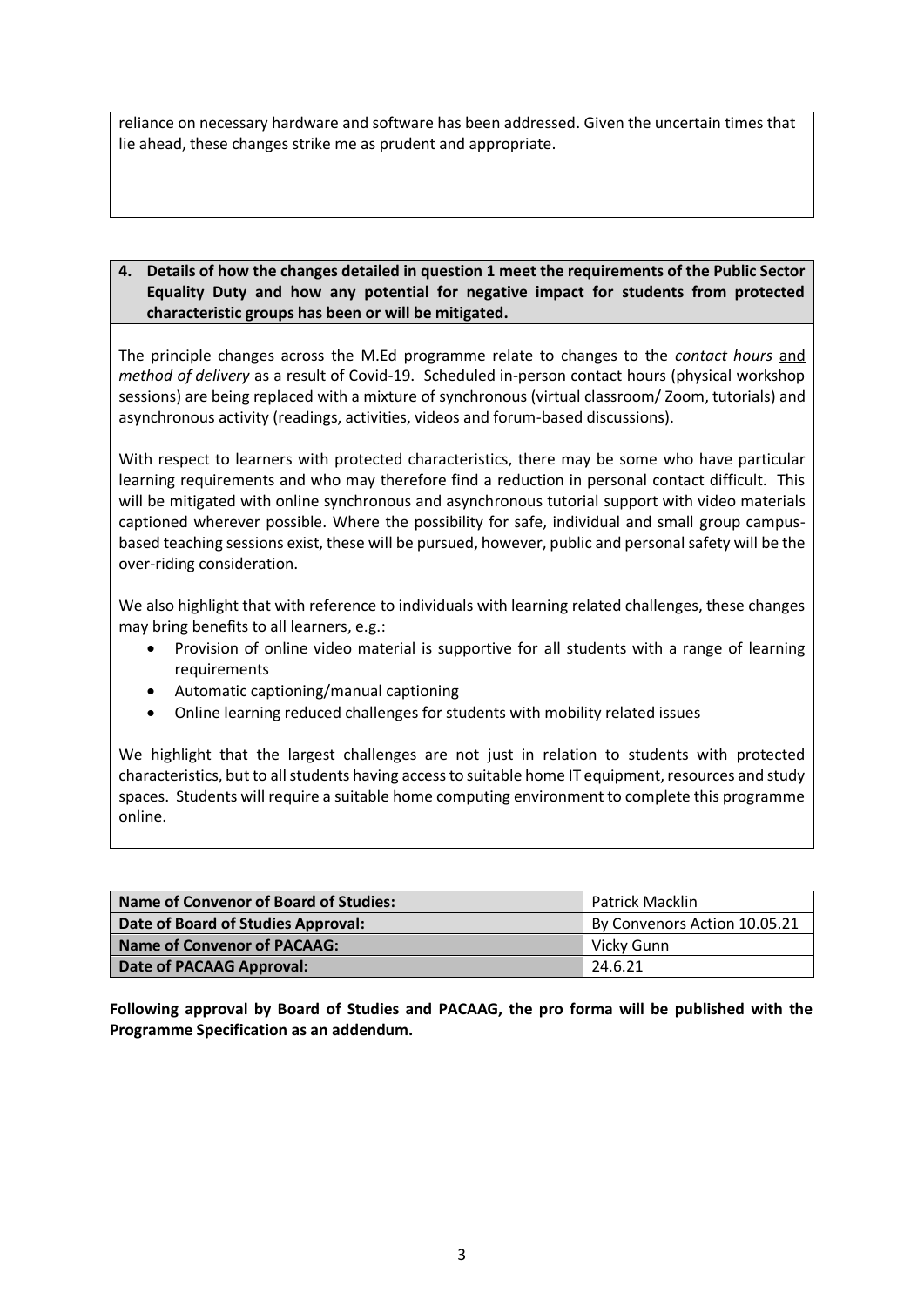reliance on necessary hardware and software has been addressed. Given the uncertain times that lie ahead, these changes strike me as prudent and appropriate.

**4. Details of how the changes detailed in question 1 meet the requirements of the Public Sector Equality Duty and how any potential for negative impact for students from protected characteristic groups has been or will be mitigated.**

The principle changes across the M.Ed programme relate to changes to the *contact hours* and *method of delivery* as a result of Covid-19. Scheduled in-person contact hours (physical workshop sessions) are being replaced with a mixture of synchronous (virtual classroom/ Zoom, tutorials) and asynchronous activity (readings, activities, videos and forum-based discussions).

With respect to learners with protected characteristics, there may be some who have particular learning requirements and who may therefore find a reduction in personal contact difficult. This will be mitigated with online synchronous and asynchronous tutorial support with video materials captioned wherever possible. Where the possibility for safe, individual and small group campus-based teaching sessions exist, these will be pursued, however, public and personal safety will be the over-riding consideration.

We also highlight that with reference to individuals with learning related challenges, these changes may bring benefits to all learners, e.g.:

- Provision of online video material is supportive for all students with a range of learning requirements
- Automatic captioning/manual captioning
- Online learning reduced challenges for students with mobility related issues

We highlight that the largest challenges are not just in relation to students with protected characteristics, but to all students having access to suitable home IT equipment, resources and study spaces. Students will require a suitable home computing environment to complete this programme online.

| | |
|---|---|
| **Name of Convenor of Board of Studies:** | Patrick Macklin |
| **Date of Board of Studies Approval:** | By Convenors Action 10.05.21 |
| **Name of Convenor of PACAAG:** | Vicky Gunn |
| **Date of PACAAG Approval:** | 24.6.21 |

**Following approval by Board of Studies and PACAAG, the pro forma will be published with the Programme Specification as an addendum.**